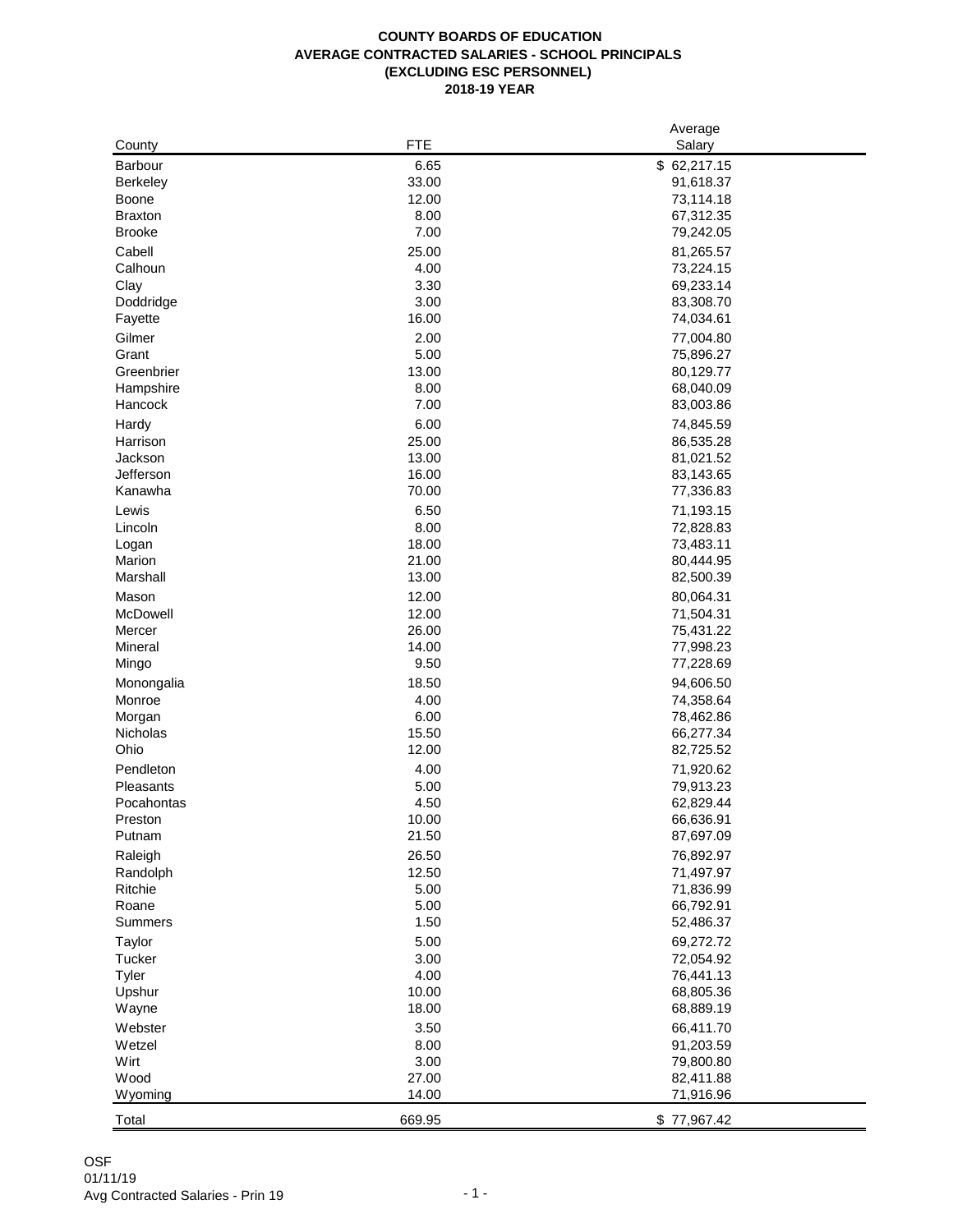# COUNTY BOARDS OF EDUCATION
## AVERAGE CONTRACTED SALARIES - SCHOOL PRINCIPALS
### (EXCLUDING ESC PERSONNEL)
### 2018-19 YEAR

| County | FTE | Average Salary |
|---|---|---|
| Barbour | 6.65 | $ 62,217.15 |
| Berkeley | 33.00 | 91,618.37 |
| Boone | 12.00 | 73,114.18 |
| Braxton | 8.00 | 67,312.35 |
| Brooke | 7.00 | 79,242.05 |
| Cabell | 25.00 | 81,265.57 |
| Calhoun | 4.00 | 73,224.15 |
| Clay | 3.30 | 69,233.14 |
| Doddridge | 3.00 | 83,308.70 |
| Fayette | 16.00 | 74,034.61 |
| Gilmer | 2.00 | 77,004.80 |
| Grant | 5.00 | 75,896.27 |
| Greenbrier | 13.00 | 80,129.77 |
| Hampshire | 8.00 | 68,040.09 |
| Hancock | 7.00 | 83,003.86 |
| Hardy | 6.00 | 74,845.59 |
| Harrison | 25.00 | 86,535.28 |
| Jackson | 13.00 | 81,021.52 |
| Jefferson | 16.00 | 83,143.65 |
| Kanawha | 70.00 | 77,336.83 |
| Lewis | 6.50 | 71,193.15 |
| Lincoln | 8.00 | 72,828.83 |
| Logan | 18.00 | 73,483.11 |
| Marion | 21.00 | 80,444.95 |
| Marshall | 13.00 | 82,500.39 |
| Mason | 12.00 | 80,064.31 |
| McDowell | 12.00 | 71,504.31 |
| Mercer | 26.00 | 75,431.22 |
| Mineral | 14.00 | 77,998.23 |
| Mingo | 9.50 | 77,228.69 |
| Monongalia | 18.50 | 94,606.50 |
| Monroe | 4.00 | 74,358.64 |
| Morgan | 6.00 | 78,462.86 |
| Nicholas | 15.50 | 66,277.34 |
| Ohio | 12.00 | 82,725.52 |
| Pendleton | 4.00 | 71,920.62 |
| Pleasants | 5.00 | 79,913.23 |
| Pocahontas | 4.50 | 62,829.44 |
| Preston | 10.00 | 66,636.91 |
| Putnam | 21.50 | 87,697.09 |
| Raleigh | 26.50 | 76,892.97 |
| Randolph | 12.50 | 71,497.97 |
| Ritchie | 5.00 | 71,836.99 |
| Roane | 5.00 | 66,792.91 |
| Summers | 1.50 | 52,486.37 |
| Taylor | 5.00 | 69,272.72 |
| Tucker | 3.00 | 72,054.92 |
| Tyler | 4.00 | 76,441.13 |
| Upshur | 10.00 | 68,805.36 |
| Wayne | 18.00 | 68,889.19 |
| Webster | 3.50 | 66,411.70 |
| Wetzel | 8.00 | 91,203.59 |
| Wirt | 3.00 | 79,800.80 |
| Wood | 27.00 | 82,411.88 |
| Wyoming | 14.00 | 71,916.96 |
| Total | 669.95 | $ 77,967.42 |

OSF
01/11/19
Avg Contracted Salaries - Prin 19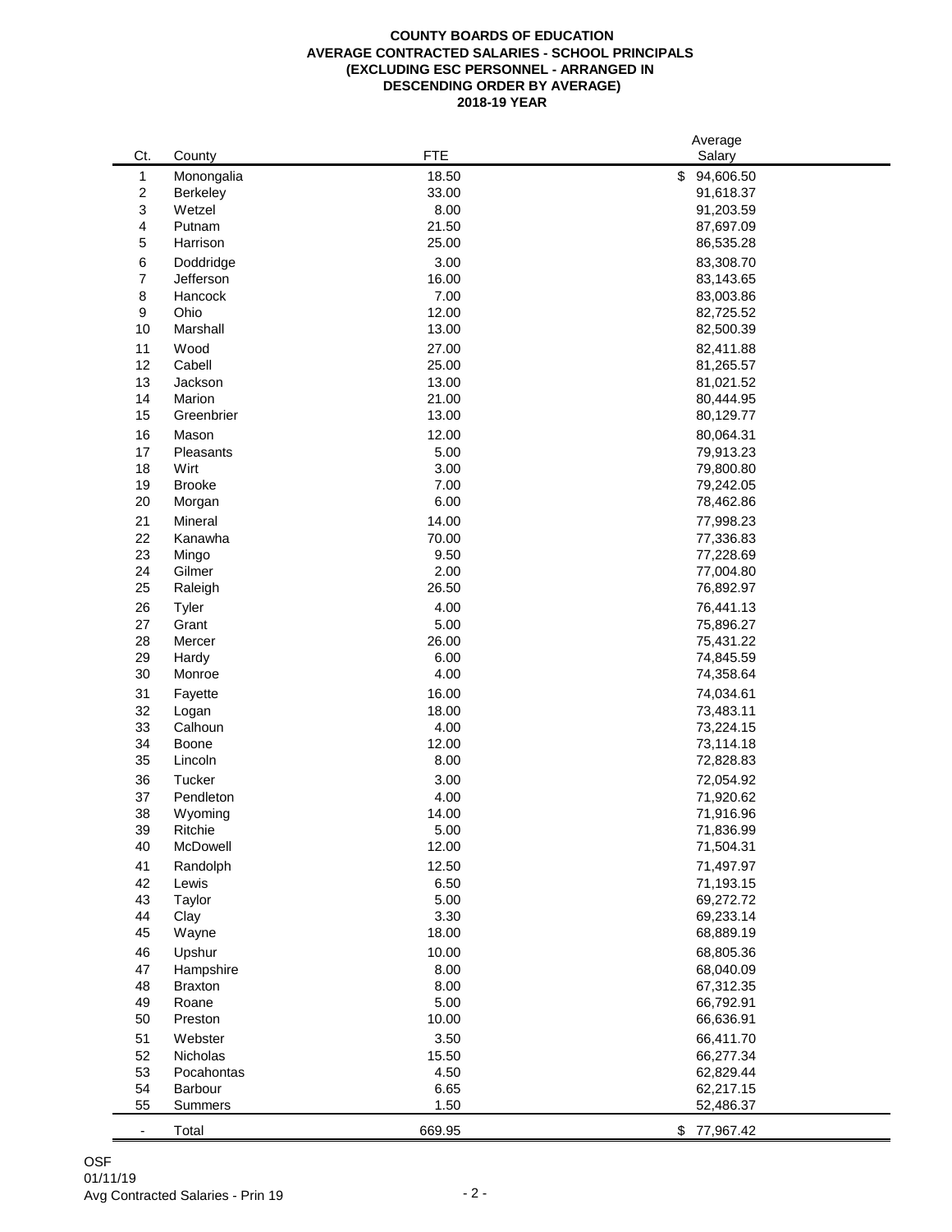**COUNTY BOARDS OF EDUCATION**
**AVERAGE CONTRACTED SALARIES - SCHOOL PRINCIPALS**
**(EXCLUDING ESC PERSONNEL - ARRANGED IN DESCENDING ORDER BY AVERAGE)**
**2018-19 YEAR**

| Ct. | County | FTE | Average Salary |
|---|---|---|---|
| 1 | Monongalia | 18.50 | $ 94,606.50 |
| 2 | Berkeley | 33.00 | 91,618.37 |
| 3 | Wetzel | 8.00 | 91,203.59 |
| 4 | Putnam | 21.50 | 87,697.09 |
| 5 | Harrison | 25.00 | 86,535.28 |
| 6 | Doddridge | 3.00 | 83,308.70 |
| 7 | Jefferson | 16.00 | 83,143.65 |
| 8 | Hancock | 7.00 | 83,003.86 |
| 9 | Ohio | 12.00 | 82,725.52 |
| 10 | Marshall | 13.00 | 82,500.39 |
| 11 | Wood | 27.00 | 82,411.88 |
| 12 | Cabell | 25.00 | 81,265.57 |
| 13 | Jackson | 13.00 | 81,021.52 |
| 14 | Marion | 21.00 | 80,444.95 |
| 15 | Greenbrier | 13.00 | 80,129.77 |
| 16 | Mason | 12.00 | 80,064.31 |
| 17 | Pleasants | 5.00 | 79,913.23 |
| 18 | Wirt | 3.00 | 79,800.80 |
| 19 | Brooke | 7.00 | 79,242.05 |
| 20 | Morgan | 6.00 | 78,462.86 |
| 21 | Mineral | 14.00 | 77,998.23 |
| 22 | Kanawha | 70.00 | 77,336.83 |
| 23 | Mingo | 9.50 | 77,228.69 |
| 24 | Gilmer | 2.00 | 77,004.80 |
| 25 | Raleigh | 26.50 | 76,892.97 |
| 26 | Tyler | 4.00 | 76,441.13 |
| 27 | Grant | 5.00 | 75,896.27 |
| 28 | Mercer | 26.00 | 75,431.22 |
| 29 | Hardy | 6.00 | 74,845.59 |
| 30 | Monroe | 4.00 | 74,358.64 |
| 31 | Fayette | 16.00 | 74,034.61 |
| 32 | Logan | 18.00 | 73,483.11 |
| 33 | Calhoun | 4.00 | 73,224.15 |
| 34 | Boone | 12.00 | 73,114.18 |
| 35 | Lincoln | 8.00 | 72,828.83 |
| 36 | Tucker | 3.00 | 72,054.92 |
| 37 | Pendleton | 4.00 | 71,920.62 |
| 38 | Wyoming | 14.00 | 71,916.96 |
| 39 | Ritchie | 5.00 | 71,836.99 |
| 40 | McDowell | 12.00 | 71,504.31 |
| 41 | Randolph | 12.50 | 71,497.97 |
| 42 | Lewis | 6.50 | 71,193.15 |
| 43 | Taylor | 5.00 | 69,272.72 |
| 44 | Clay | 3.30 | 69,233.14 |
| 45 | Wayne | 18.00 | 68,889.19 |
| 46 | Upshur | 10.00 | 68,805.36 |
| 47 | Hampshire | 8.00 | 68,040.09 |
| 48 | Braxton | 8.00 | 67,312.35 |
| 49 | Roane | 5.00 | 66,792.91 |
| 50 | Preston | 10.00 | 66,636.91 |
| 51 | Webster | 3.50 | 66,411.70 |
| 52 | Nicholas | 15.50 | 66,277.34 |
| 53 | Pocahontas | 4.50 | 62,829.44 |
| 54 | Barbour | 6.65 | 62,217.15 |
| 55 | Summers | 1.50 | 52,486.37 |
| - | Total | 669.95 | $ 77,967.42 |

OSF
01/11/19
Avg Contracted Salaries - Prin 19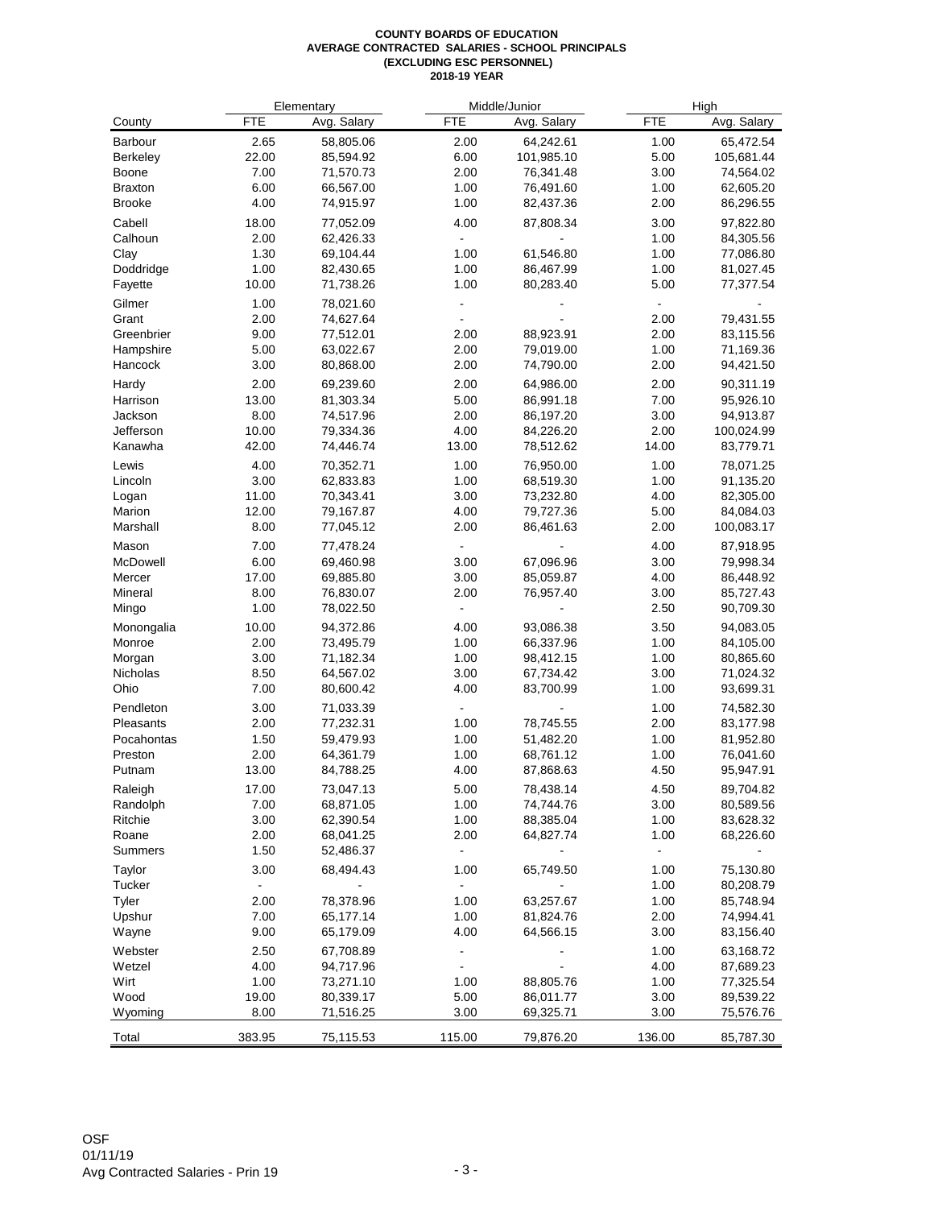**COUNTY BOARDS OF EDUCATION**
**AVERAGE CONTRACTED SALARIES - SCHOOL PRINCIPALS**
**(EXCLUDING ESC PERSONNEL)**
**2018-19 YEAR**

| | Elementary | | Middle/Junior | | High | |
|---|---|---|---|---|---|---|
| County | FTE | Avg. Salary | FTE | Avg. Salary | FTE | Avg. Salary |
| Barbour | 2.65 | 58,805.06 | 2.00 | 64,242.61 | 1.00 | 65,472.54 |
| Berkeley | 22.00 | 85,594.92 | 6.00 | 101,985.10 | 5.00 | 105,681.44 |
| Boone | 7.00 | 71,570.73 | 2.00 | 76,341.48 | 3.00 | 74,564.02 |
| Braxton | 6.00 | 66,567.00 | 1.00 | 76,491.60 | 1.00 | 62,605.20 |
| Brooke | 4.00 | 74,915.97 | 1.00 | 82,437.36 | 2.00 | 86,296.55 |
| Cabell | 18.00 | 77,052.09 | 4.00 | 87,808.34 | 3.00 | 97,822.80 |
| Calhoun | 2.00 | 62,426.33 | - | - | 1.00 | 84,305.56 |
| Clay | 1.30 | 69,104.44 | 1.00 | 61,546.80 | 1.00 | 77,086.80 |
| Doddridge | 1.00 | 82,430.65 | 1.00 | 86,467.99 | 1.00 | 81,027.45 |
| Fayette | 10.00 | 71,738.26 | 1.00 | 80,283.40 | 5.00 | 77,377.54 |
| Gilmer | 1.00 | 78,021.60 | - | - | - | - |
| Grant | 2.00 | 74,627.64 | - | - | 2.00 | 79,431.55 |
| Greenbrier | 9.00 | 77,512.01 | 2.00 | 88,923.91 | 2.00 | 83,115.56 |
| Hampshire | 5.00 | 63,022.67 | 2.00 | 79,019.00 | 1.00 | 71,169.36 |
| Hancock | 3.00 | 80,868.00 | 2.00 | 74,790.00 | 2.00 | 94,421.50 |
| Hardy | 2.00 | 69,239.60 | 2.00 | 64,986.00 | 2.00 | 90,311.19 |
| Harrison | 13.00 | 81,303.34 | 5.00 | 86,991.18 | 7.00 | 95,926.10 |
| Jackson | 8.00 | 74,517.96 | 2.00 | 86,197.20 | 3.00 | 94,913.87 |
| Jefferson | 10.00 | 79,334.36 | 4.00 | 84,226.20 | 2.00 | 100,024.99 |
| Kanawha | 42.00 | 74,446.74 | 13.00 | 78,512.62 | 14.00 | 83,779.71 |
| Lewis | 4.00 | 70,352.71 | 1.00 | 76,950.00 | 1.00 | 78,071.25 |
| Lincoln | 3.00 | 62,833.83 | 1.00 | 68,519.30 | 1.00 | 91,135.20 |
| Logan | 11.00 | 70,343.41 | 3.00 | 73,232.80 | 4.00 | 82,305.00 |
| Marion | 12.00 | 79,167.87 | 4.00 | 79,727.36 | 5.00 | 84,084.03 |
| Marshall | 8.00 | 77,045.12 | 2.00 | 86,461.63 | 2.00 | 100,083.17 |
| Mason | 7.00 | 77,478.24 | - | - | 4.00 | 87,918.95 |
| McDowell | 6.00 | 69,460.98 | 3.00 | 67,096.96 | 3.00 | 79,998.34 |
| Mercer | 17.00 | 69,885.80 | 3.00 | 85,059.87 | 4.00 | 86,448.92 |
| Mineral | 8.00 | 76,830.07 | 2.00 | 76,957.40 | 3.00 | 85,727.43 |
| Mingo | 1.00 | 78,022.50 | - | - | 2.50 | 90,709.30 |
| Monongalia | 10.00 | 94,372.86 | 4.00 | 93,086.38 | 3.50 | 94,083.05 |
| Monroe | 2.00 | 73,495.79 | 1.00 | 66,337.96 | 1.00 | 84,105.00 |
| Morgan | 3.00 | 71,182.34 | 1.00 | 98,412.15 | 1.00 | 80,865.60 |
| Nicholas | 8.50 | 64,567.02 | 3.00 | 67,734.42 | 3.00 | 71,024.32 |
| Ohio | 7.00 | 80,600.42 | 4.00 | 83,700.99 | 1.00 | 93,699.31 |
| Pendleton | 3.00 | 71,033.39 | - | - | 1.00 | 74,582.30 |
| Pleasants | 2.00 | 77,232.31 | 1.00 | 78,745.55 | 2.00 | 83,177.98 |
| Pocahontas | 1.50 | 59,479.93 | 1.00 | 51,482.20 | 1.00 | 81,952.80 |
| Preston | 2.00 | 64,361.79 | 1.00 | 68,761.12 | 1.00 | 76,041.60 |
| Putnam | 13.00 | 84,788.25 | 4.00 | 87,868.63 | 4.50 | 95,947.91 |
| Raleigh | 17.00 | 73,047.13 | 5.00 | 78,438.14 | 4.50 | 89,704.82 |
| Randolph | 7.00 | 68,871.05 | 1.00 | 74,744.76 | 3.00 | 80,589.56 |
| Ritchie | 3.00 | 62,390.54 | 1.00 | 88,385.04 | 1.00 | 83,628.32 |
| Roane | 2.00 | 68,041.25 | 2.00 | 64,827.74 | 1.00 | 68,226.60 |
| Summers | 1.50 | 52,486.37 | - | - | - | - |
| Taylor | 3.00 | 68,494.43 | 1.00 | 65,749.50 | 1.00 | 75,130.80 |
| Tucker | - | - | - | - | 1.00 | 80,208.79 |
| Tyler | 2.00 | 78,378.96 | 1.00 | 63,257.67 | 1.00 | 85,748.94 |
| Upshur | 7.00 | 65,177.14 | 1.00 | 81,824.76 | 2.00 | 74,994.41 |
| Wayne | 9.00 | 65,179.09 | 4.00 | 64,566.15 | 3.00 | 83,156.40 |
| Webster | 2.50 | 67,708.89 | - | - | 1.00 | 63,168.72 |
| Wetzel | 4.00 | 94,717.96 | - | - | 4.00 | 87,689.23 |
| Wirt | 1.00 | 73,271.10 | 1.00 | 88,805.76 | 1.00 | 77,325.54 |
| Wood | 19.00 | 80,339.17 | 5.00 | 86,011.77 | 3.00 | 89,539.22 |
| Wyoming | 8.00 | 71,516.25 | 3.00 | 69,325.71 | 3.00 | 75,576.76 |
| Total | 383.95 | 75,115.53 | 115.00 | 79,876.20 | 136.00 | 85,787.30 |

OSF
01/11/19
Avg Contracted Salaries - Prin 19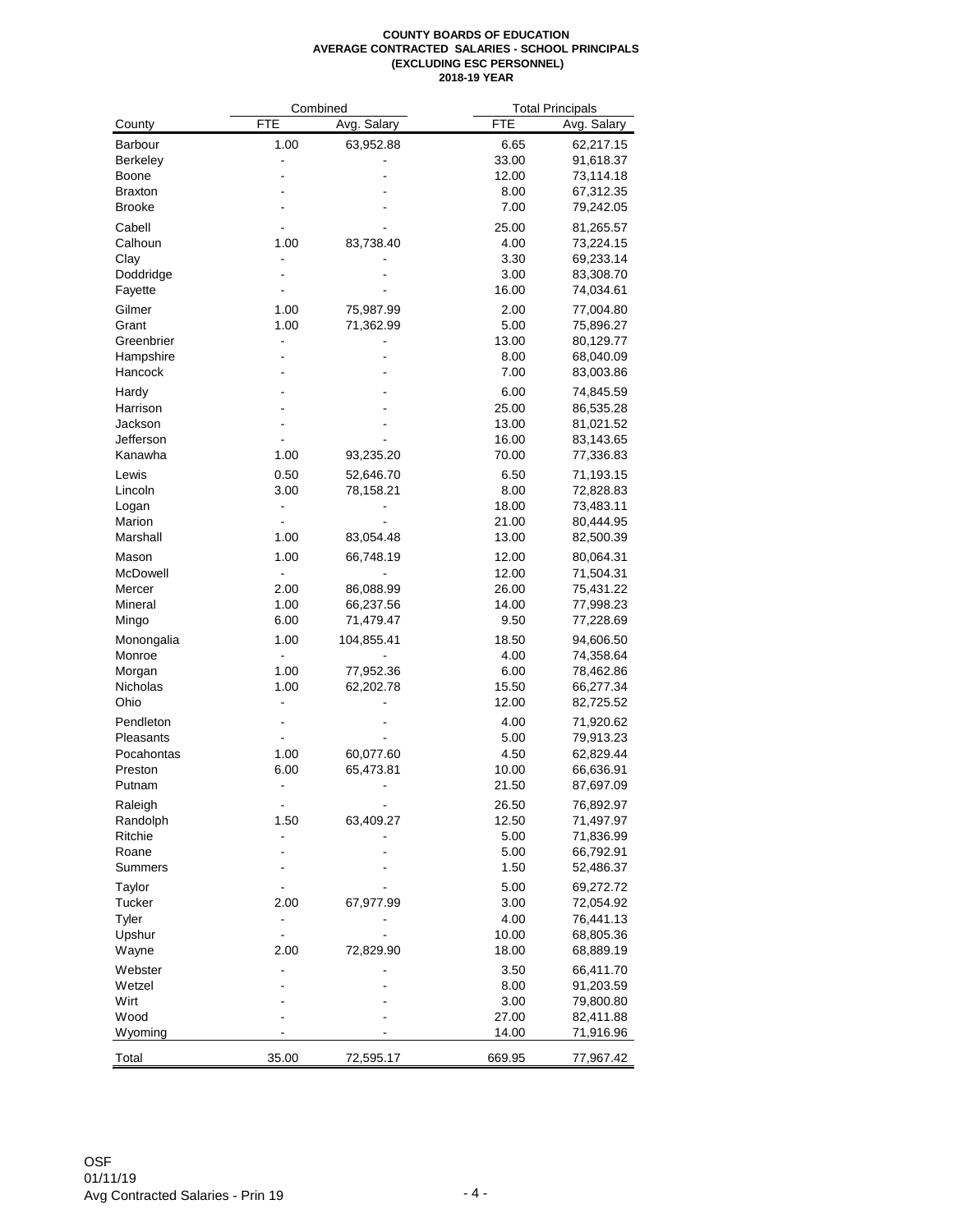**COUNTY BOARDS OF EDUCATION**
**AVERAGE CONTRACTED SALARIES - SCHOOL PRINCIPALS**
**(EXCLUDING ESC PERSONNEL)**
**2018-19 YEAR**

| | Combined | | Total Principals | |
|---|---|---|---|---|
| County | FTE | Avg. Salary | FTE | Avg. Salary |
| Barbour | 1.00 | 63,952.88 | 6.65 | 62,217.15 |
| Berkeley | - | - | 33.00 | 91,618.37 |
| Boone | - | - | 12.00 | 73,114.18 |
| Braxton | - | - | 8.00 | 67,312.35 |
| Brooke | - | - | 7.00 | 79,242.05 |
| Cabell | - | - | 25.00 | 81,265.57 |
| Calhoun | 1.00 | 83,738.40 | 4.00 | 73,224.15 |
| Clay | - | - | 3.30 | 69,233.14 |
| Doddridge | - | - | 3.00 | 83,308.70 |
| Fayette | - | - | 16.00 | 74,034.61 |
| Gilmer | 1.00 | 75,987.99 | 2.00 | 77,004.80 |
| Grant | 1.00 | 71,362.99 | 5.00 | 75,896.27 |
| Greenbrier | - | - | 13.00 | 80,129.77 |
| Hampshire | - | - | 8.00 | 68,040.09 |
| Hancock | - | - | 7.00 | 83,003.86 |
| Hardy | - | - | 6.00 | 74,845.59 |
| Harrison | - | - | 25.00 | 86,535.28 |
| Jackson | - | - | 13.00 | 81,021.52 |
| Jefferson | - | - | 16.00 | 83,143.65 |
| Kanawha | 1.00 | 93,235.20 | 70.00 | 77,336.83 |
| Lewis | 0.50 | 52,646.70 | 6.50 | 71,193.15 |
| Lincoln | 3.00 | 78,158.21 | 8.00 | 72,828.83 |
| Logan | - | - | 18.00 | 73,483.11 |
| Marion | - | - | 21.00 | 80,444.95 |
| Marshall | 1.00 | 83,054.48 | 13.00 | 82,500.39 |
| Mason | 1.00 | 66,748.19 | 12.00 | 80,064.31 |
| McDowell | - | - | 12.00 | 71,504.31 |
| Mercer | 2.00 | 86,088.99 | 26.00 | 75,431.22 |
| Mineral | 1.00 | 66,237.56 | 14.00 | 77,998.23 |
| Mingo | 6.00 | 71,479.47 | 9.50 | 77,228.69 |
| Monongalia | 1.00 | 104,855.41 | 18.50 | 94,606.50 |
| Monroe | - | - | 4.00 | 74,358.64 |
| Morgan | 1.00 | 77,952.36 | 6.00 | 78,462.86 |
| Nicholas | 1.00 | 62,202.78 | 15.50 | 66,277.34 |
| Ohio | - | - | 12.00 | 82,725.52 |
| Pendleton | - | - | 4.00 | 71,920.62 |
| Pleasants | - | - | 5.00 | 79,913.23 |
| Pocahontas | 1.00 | 60,077.60 | 4.50 | 62,829.44 |
| Preston | 6.00 | 65,473.81 | 10.00 | 66,636.91 |
| Putnam | - | - | 21.50 | 87,697.09 |
| Raleigh | - | - | 26.50 | 76,892.97 |
| Randolph | 1.50 | 63,409.27 | 12.50 | 71,497.97 |
| Ritchie | - | - | 5.00 | 71,836.99 |
| Roane | - | - | 5.00 | 66,792.91 |
| Summers | - | - | 1.50 | 52,486.37 |
| Taylor | - | - | 5.00 | 69,272.72 |
| Tucker | 2.00 | 67,977.99 | 3.00 | 72,054.92 |
| Tyler | - | - | 4.00 | 76,441.13 |
| Upshur | - | - | 10.00 | 68,805.36 |
| Wayne | 2.00 | 72,829.90 | 18.00 | 68,889.19 |
| Webster | - | - | 3.50 | 66,411.70 |
| Wetzel | - | - | 8.00 | 91,203.59 |
| Wirt | - | - | 3.00 | 79,800.80 |
| Wood | - | - | 27.00 | 82,411.88 |
| Wyoming | - | - | 14.00 | 71,916.96 |
| Total | 35.00 | 72,595.17 | 669.95 | 77,967.42 |

OSF
01/11/19
Avg Contracted Salaries - Prin 19